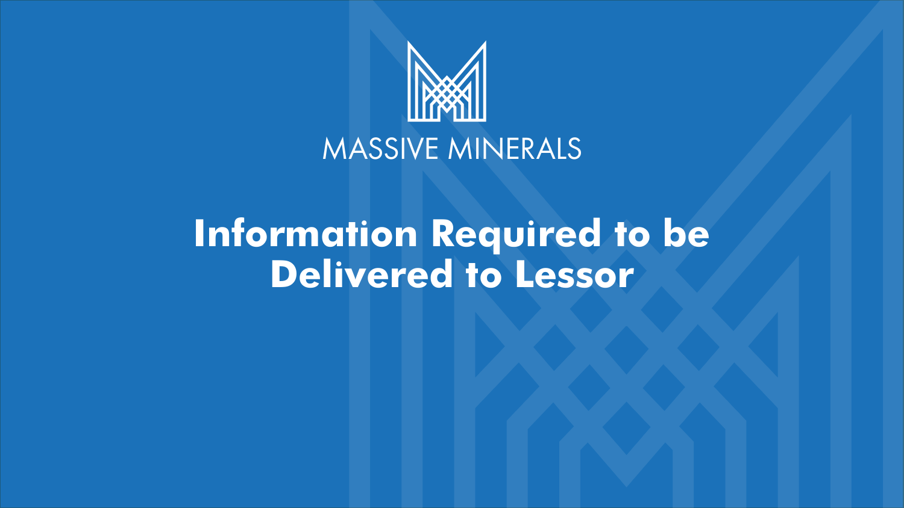MASSIVE MINERALS

# Information Required to be Delivered to Lessor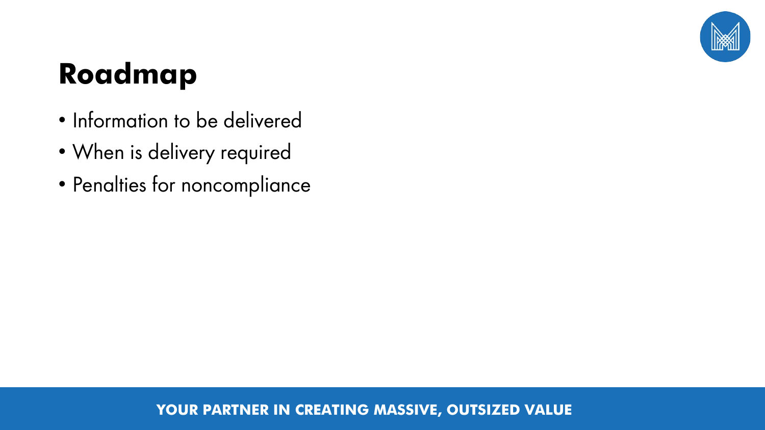# Roadmap

- Information to be delivered
- When is delivery required
- Penalties for noncompliance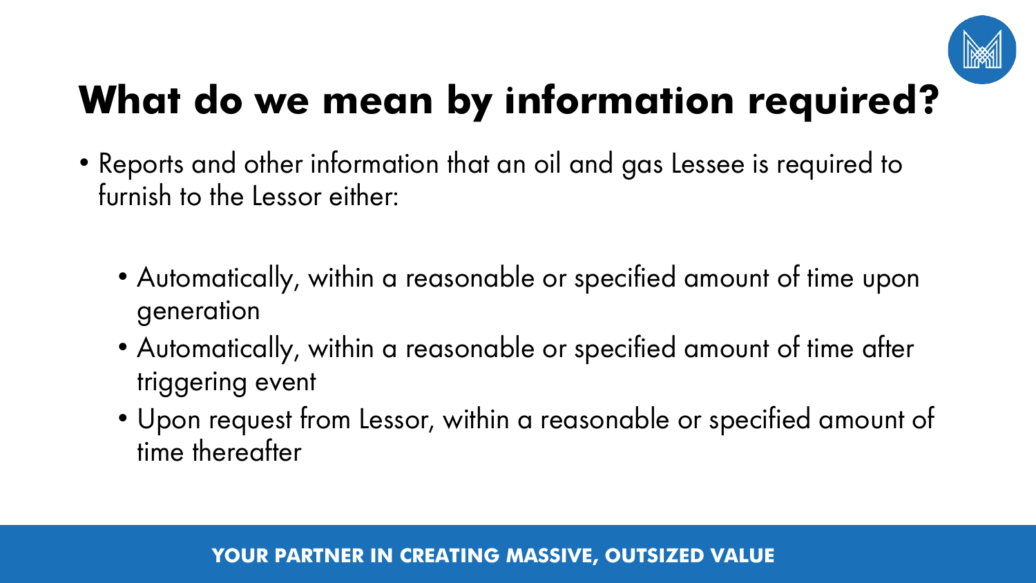# What do we mean by information required?

- Reports and other information that an oil and gas Lessee is required to furnish to the Lessor either:
  - Automatically, within a reasonable or specified amount of time upon generation
  - Automatically, within a reasonable or specified amount of time after triggering event
  - Upon request from Lessor, within a reasonable or specified amount of time thereafter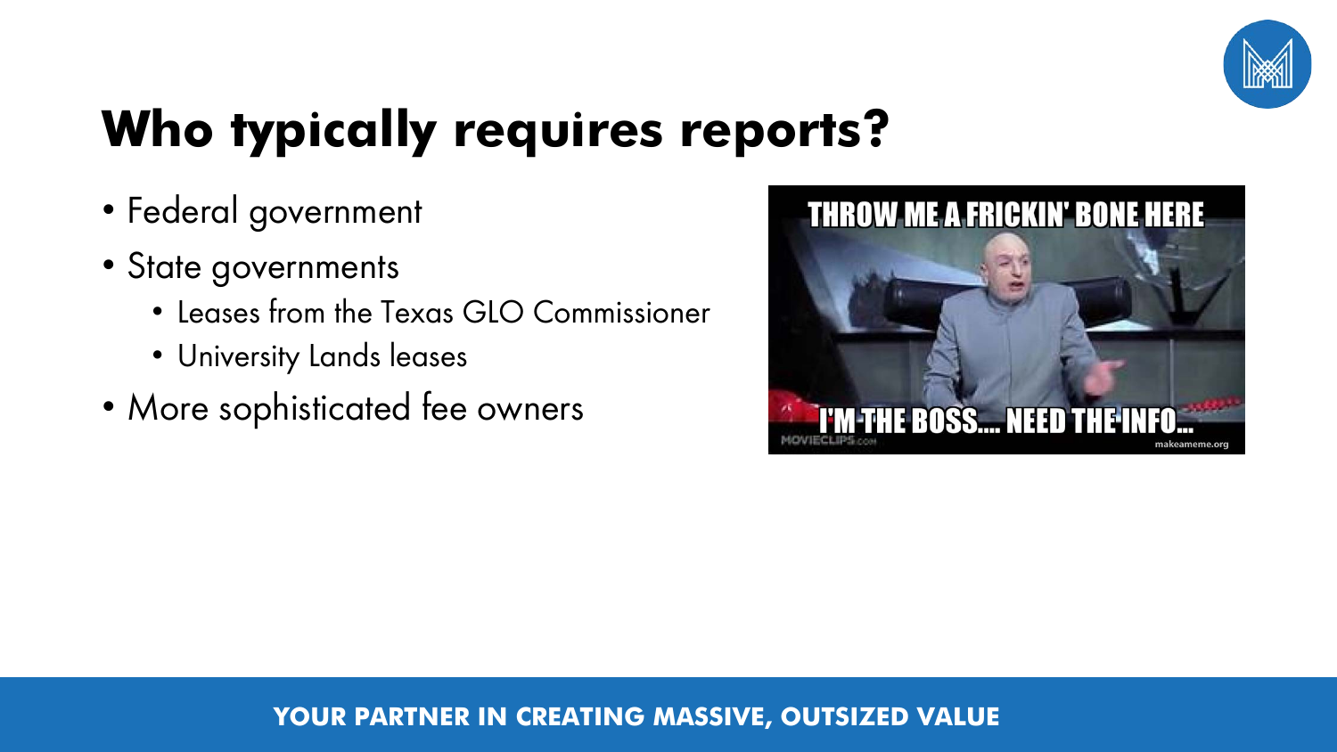# Who typically requires reports?

- Federal government
- State governments
  - Leases from the Texas GLO Commissioner
  - University Lands leases
- More sophisticated fee owners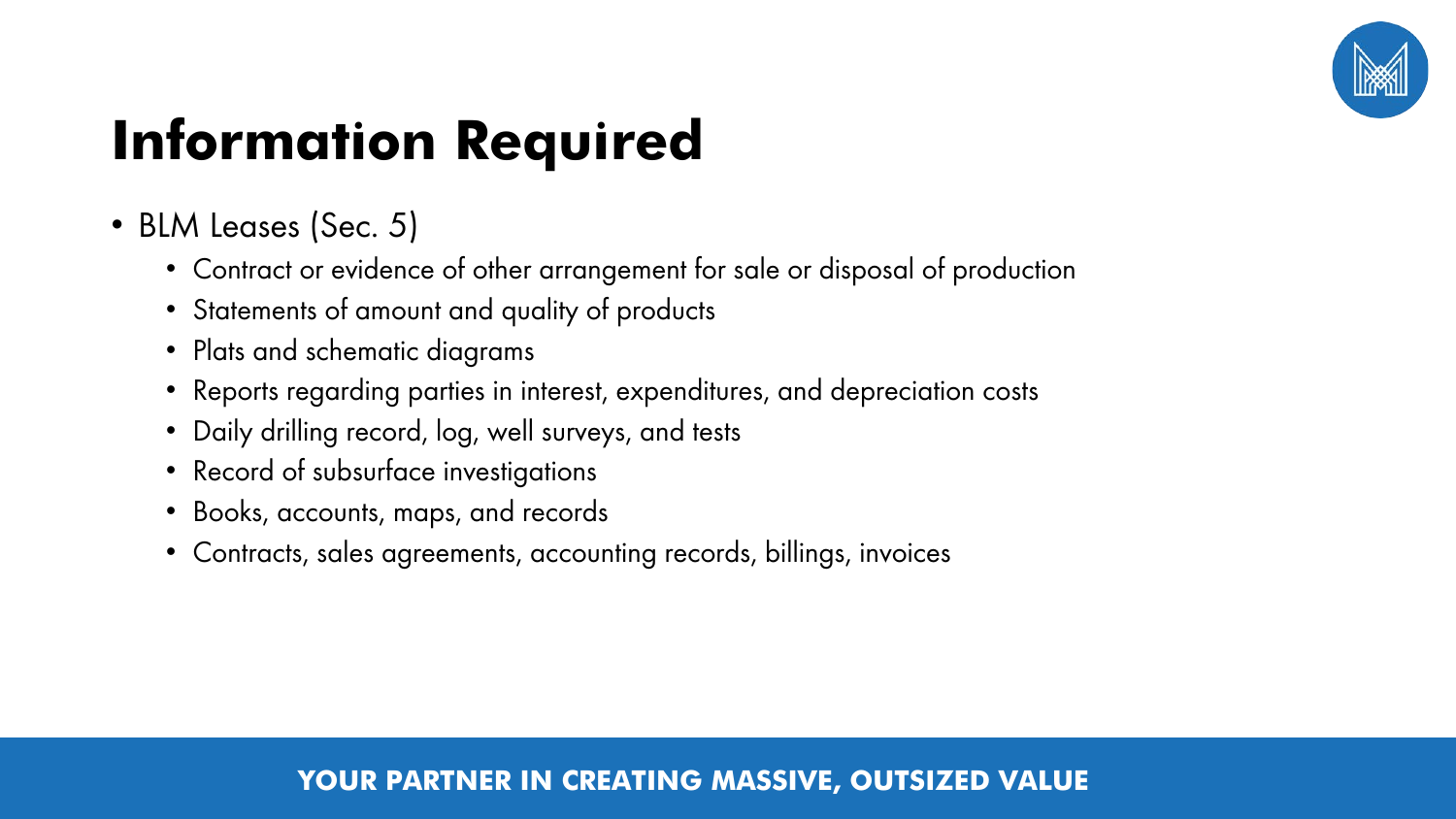# Information Required

- BLM Leases (Sec. 5)
  - Contract or evidence of other arrangement for sale or disposal of production
  - Statements of amount and quality of products
  - Plats and schematic diagrams
  - Reports regarding parties in interest, expenditures, and depreciation costs
  - Daily drilling record, log, well surveys, and tests
  - Record of subsurface investigations
  - Books, accounts, maps, and records
  - Contracts, sales agreements, accounting records, billings, invoices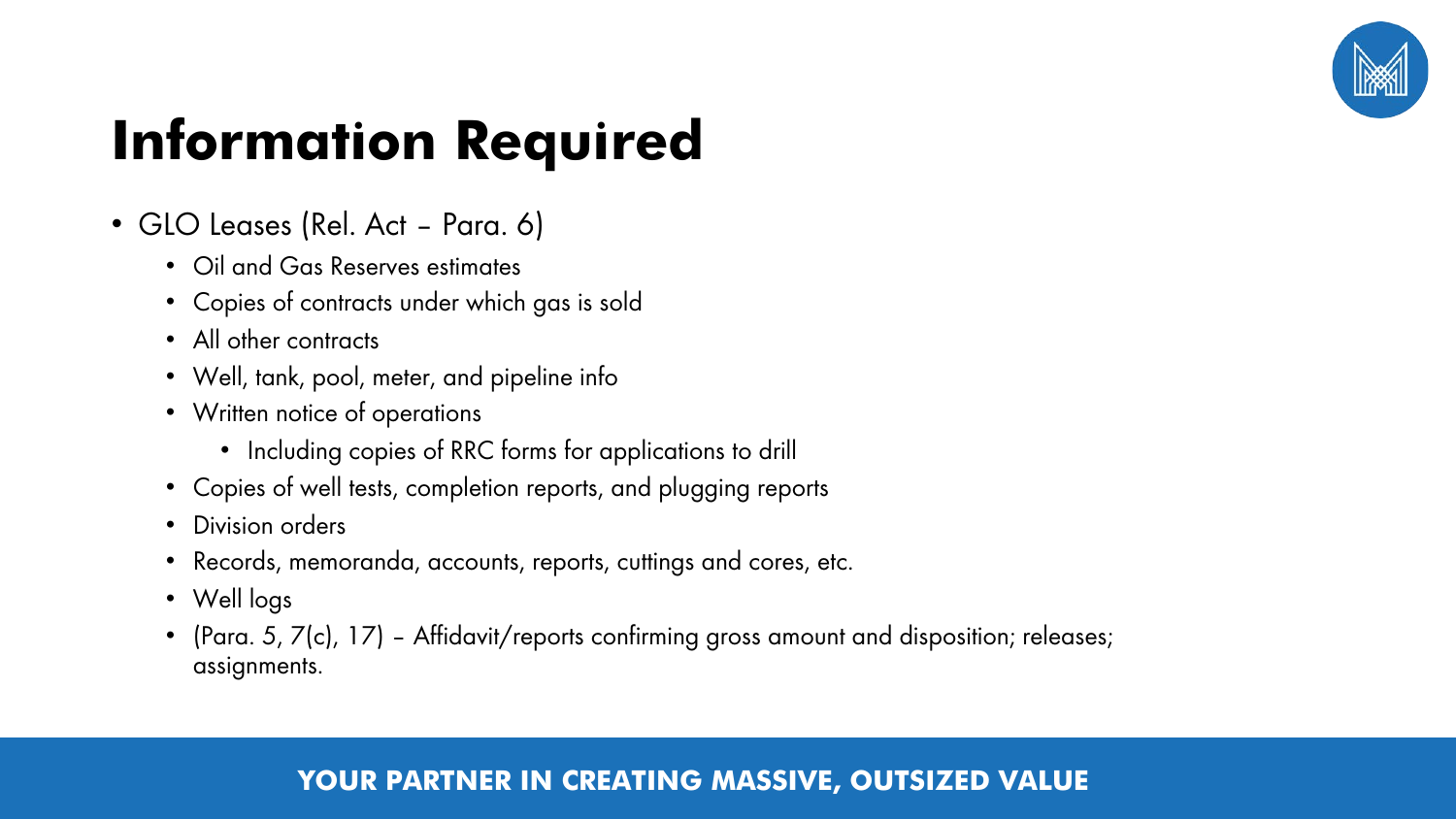# Information Required

- GLO Leases (Rel. Act – Para. 6)
  - Oil and Gas Reserves estimates
  - Copies of contracts under which gas is sold
  - All other contracts
  - Well, tank, pool, meter, and pipeline info
  - Written notice of operations
    - Including copies of RRC forms for applications to drill
  - Copies of well tests, completion reports, and plugging reports
  - Division orders
  - Records, memoranda, accounts, reports, cuttings and cores, etc.
  - Well logs
  - (Para. 5, 7(c), 17) – Affidavit/reports confirming gross amount and disposition; releases; assignments.

**YOUR PARTNER IN CREATING MASSIVE, OUTSIZED VALUE**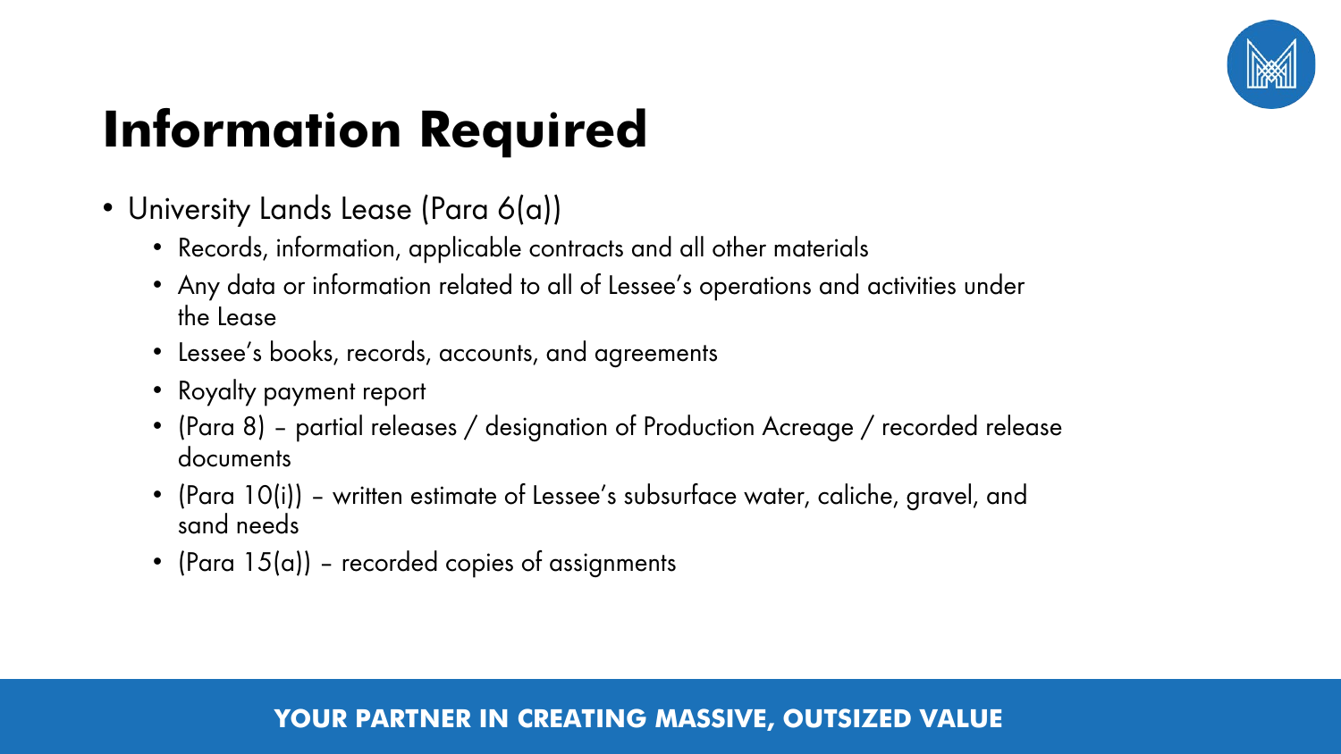# Information Required

- University Lands Lease (Para 6(a))
  - Records, information, applicable contracts and all other materials
  - Any data or information related to all of Lessee's operations and activities under the Lease
  - Lessee's books, records, accounts, and agreements
  - Royalty payment report
  - (Para 8) – partial releases / designation of Production Acreage / recorded release documents
  - (Para 10(i)) – written estimate of Lessee's subsurface water, caliche, gravel, and sand needs
  - (Para 15(a)) – recorded copies of assignments

**YOUR PARTNER IN CREATING MASSIVE, OUTSIZED VALUE**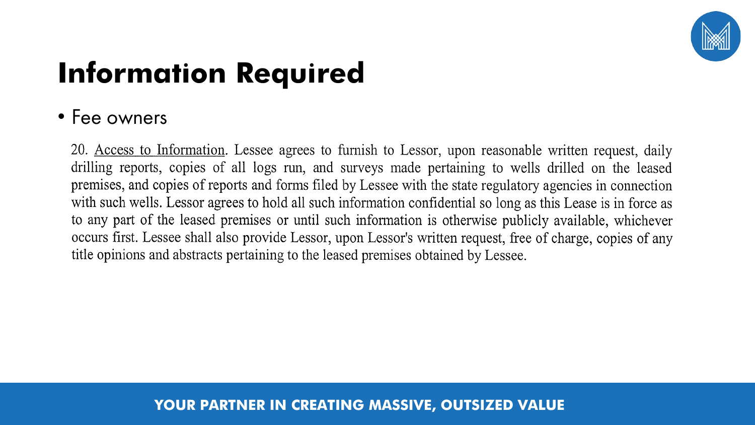# Information Required

- Fee owners

20. Access to Information. Lessee agrees to furnish to Lessor, upon reasonable written request, daily drilling reports, copies of all logs run, and surveys made pertaining to wells drilled on the leased premises, and copies of reports and forms filed by Lessee with the state regulatory agencies in connection with such wells. Lessor agrees to hold all such information confidential so long as this Lease is in force as to any part of the leased premises or until such information is otherwise publicly available, whichever occurs first. Lessee shall also provide Lessor, upon Lessor's written request, free of charge, copies of any title opinions and abstracts pertaining to the leased premises obtained by Lessee.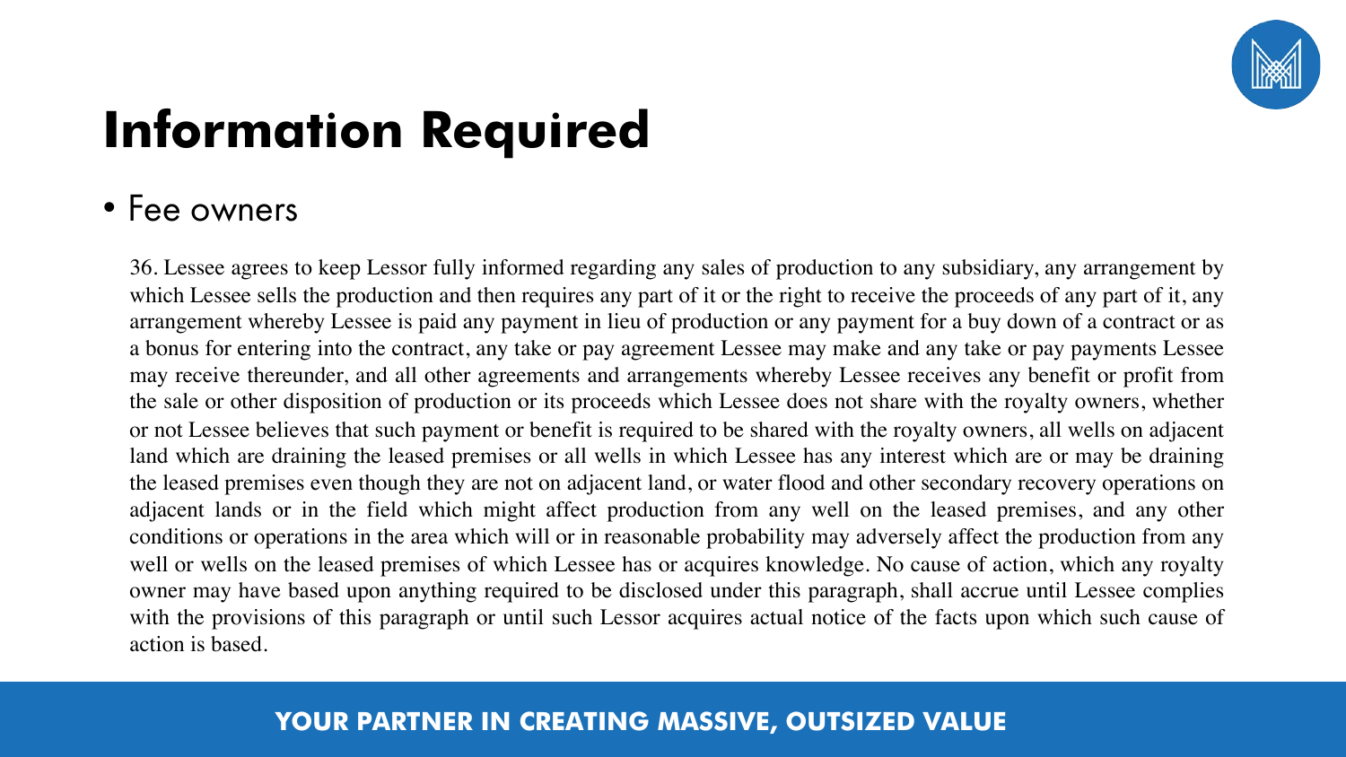# Information Required

- Fee owners

36. Lessee agrees to keep Lessor fully informed regarding any sales of production to any subsidiary, any arrangement by which Lessee sells the production and then requires any part of it or the right to receive the proceeds of any part of it, any arrangement whereby Lessee is paid any payment in lieu of production or any payment for a buy down of a contract or as a bonus for entering into the contract, any take or pay agreement Lessee may make and any take or pay payments Lessee may receive thereunder, and all other agreements and arrangements whereby Lessee receives any benefit or profit from the sale or other disposition of production or its proceeds which Lessee does not share with the royalty owners, whether or not Lessee believes that such payment or benefit is required to be shared with the royalty owners, all wells on adjacent land which are draining the leased premises or all wells in which Lessee has any interest which are or may be draining the leased premises even though they are not on adjacent land, or water flood and other secondary recovery operations on adjacent lands or in the field which might affect production from any well on the leased premises, and any other conditions or operations in the area which will or in reasonable probability may adversely affect the production from any well or wells on the leased premises of which Lessee has or acquires knowledge. No cause of action, which any royalty owner may have based upon anything required to be disclosed under this paragraph, shall accrue until Lessee complies with the provisions of this paragraph or until such Lessor acquires actual notice of the facts upon which such cause of action is based.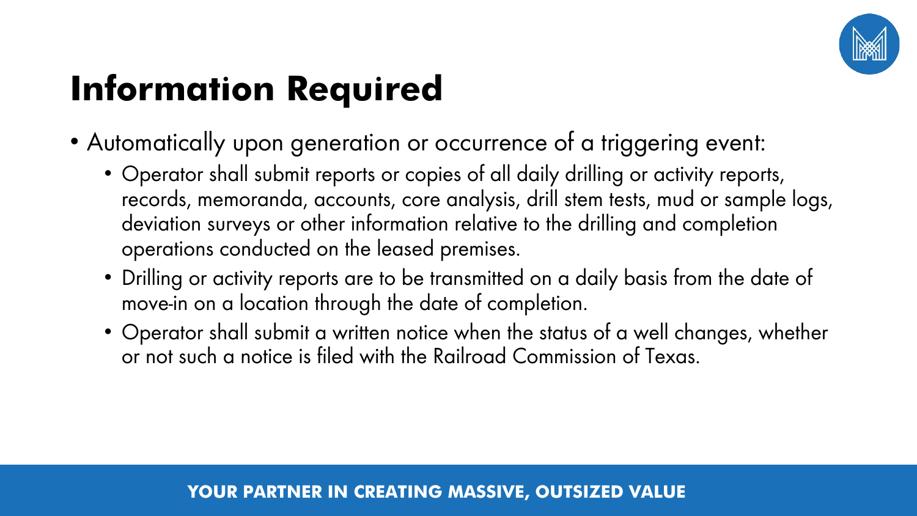# Information Required

- Automatically upon generation or occurrence of a triggering event:
  - Operator shall submit reports or copies of all daily drilling or activity reports, records, memoranda, accounts, core analysis, drill stem tests, mud or sample logs, deviation surveys or other information relative to the drilling and completion operations conducted on the leased premises.
  - Drilling or activity reports are to be transmitted on a daily basis from the date of move-in on a location through the date of completion.
  - Operator shall submit a written notice when the status of a well changes, whether or not such a notice is filed with the Railroad Commission of Texas.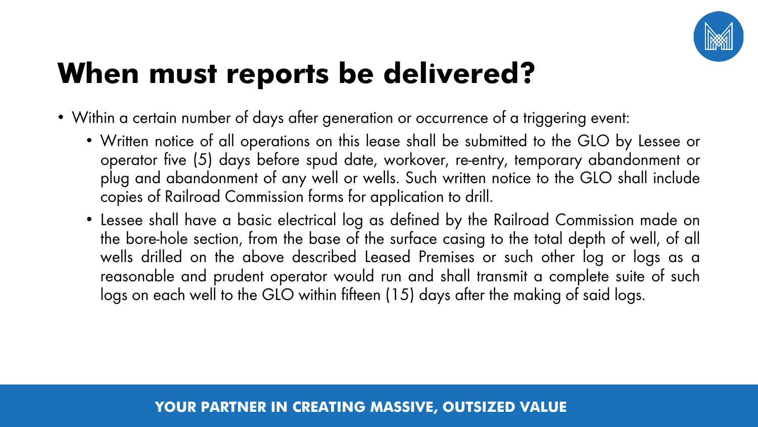# When must reports be delivered?

- Within a certain number of days after generation or occurrence of a triggering event:
  - Written notice of all operations on this lease shall be submitted to the GLO by Lessee or operator five (5) days before spud date, workover, re-entry, temporary abandonment or plug and abandonment of any well or wells. Such written notice to the GLO shall include copies of Railroad Commission forms for application to drill.
  - Lessee shall have a basic electrical log as defined by the Railroad Commission made on the bore-hole section, from the base of the surface casing to the total depth of well, of all wells drilled on the above described Leased Premises or such other log or logs as a reasonable and prudent operator would run and shall transmit a complete suite of such logs on each well to the GLO within fifteen (15) days after the making of said logs.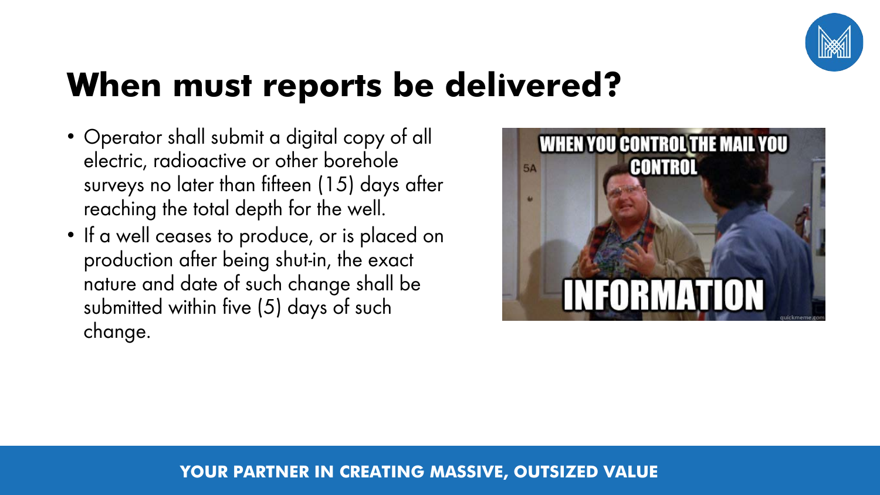# When must reports be delivered?

- Operator shall submit a digital copy of all electric, radioactive or other borehole surveys no later than fifteen (15) days after reaching the total depth for the well.
- If a well ceases to produce, or is placed on production after being shut-in, the exact nature and date of such change shall be submitted within five (5) days of such change.

WHEN YOU CONTROL THE MAIL YOU CONTROL INFORMATION

YOUR PARTNER IN CREATING MASSIVE, OUTSIZED VALUE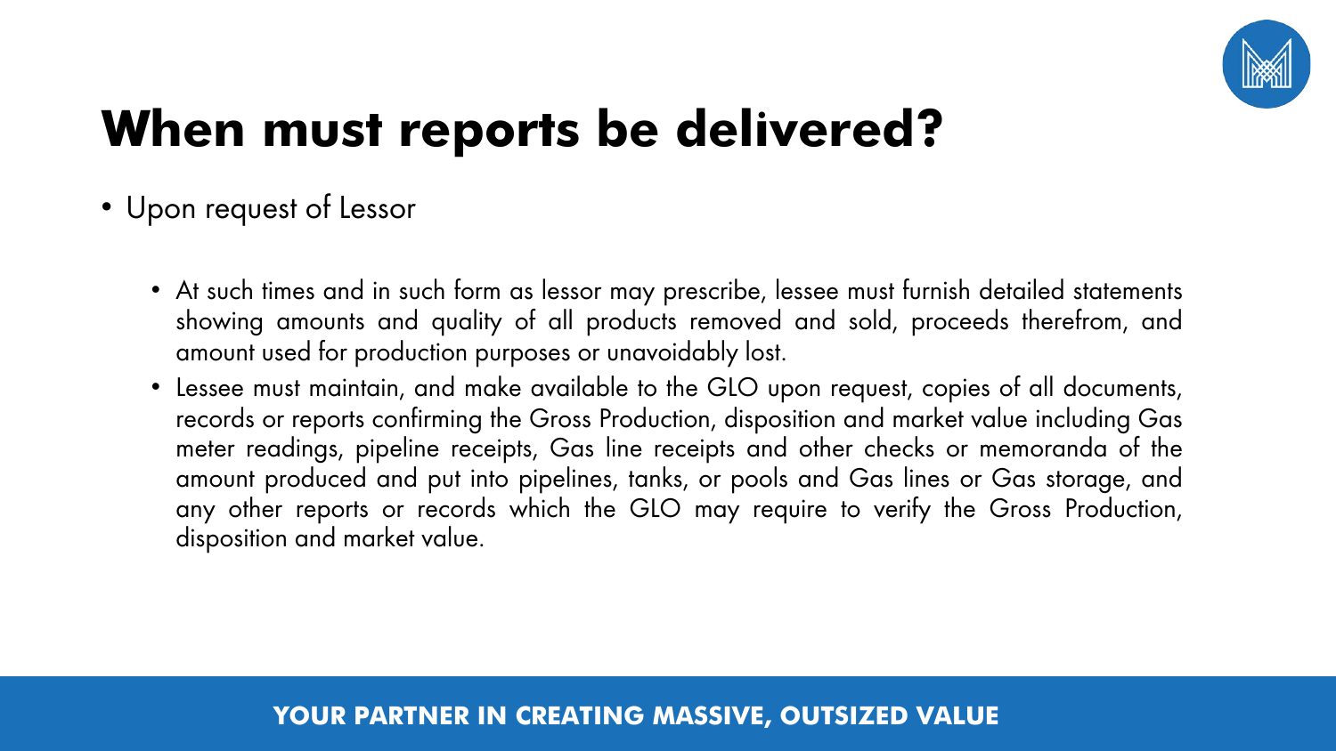# When must reports be delivered?

- Upon request of Lessor
  - At such times and in such form as lessor may prescribe, lessee must furnish detailed statements showing amounts and quality of all products removed and sold, proceeds therefrom, and amount used for production purposes or unavoidably lost.
  - Lessee must maintain, and make available to the GLO upon request, copies of all documents, records or reports confirming the Gross Production, disposition and market value including Gas meter readings, pipeline receipts, Gas line receipts and other checks or memoranda of the amount produced and put into pipelines, tanks, or pools and Gas lines or Gas storage, and any other reports or records which the GLO may require to verify the Gross Production, disposition and market value.

**YOUR PARTNER IN CREATING MASSIVE, OUTSIZED VALUE**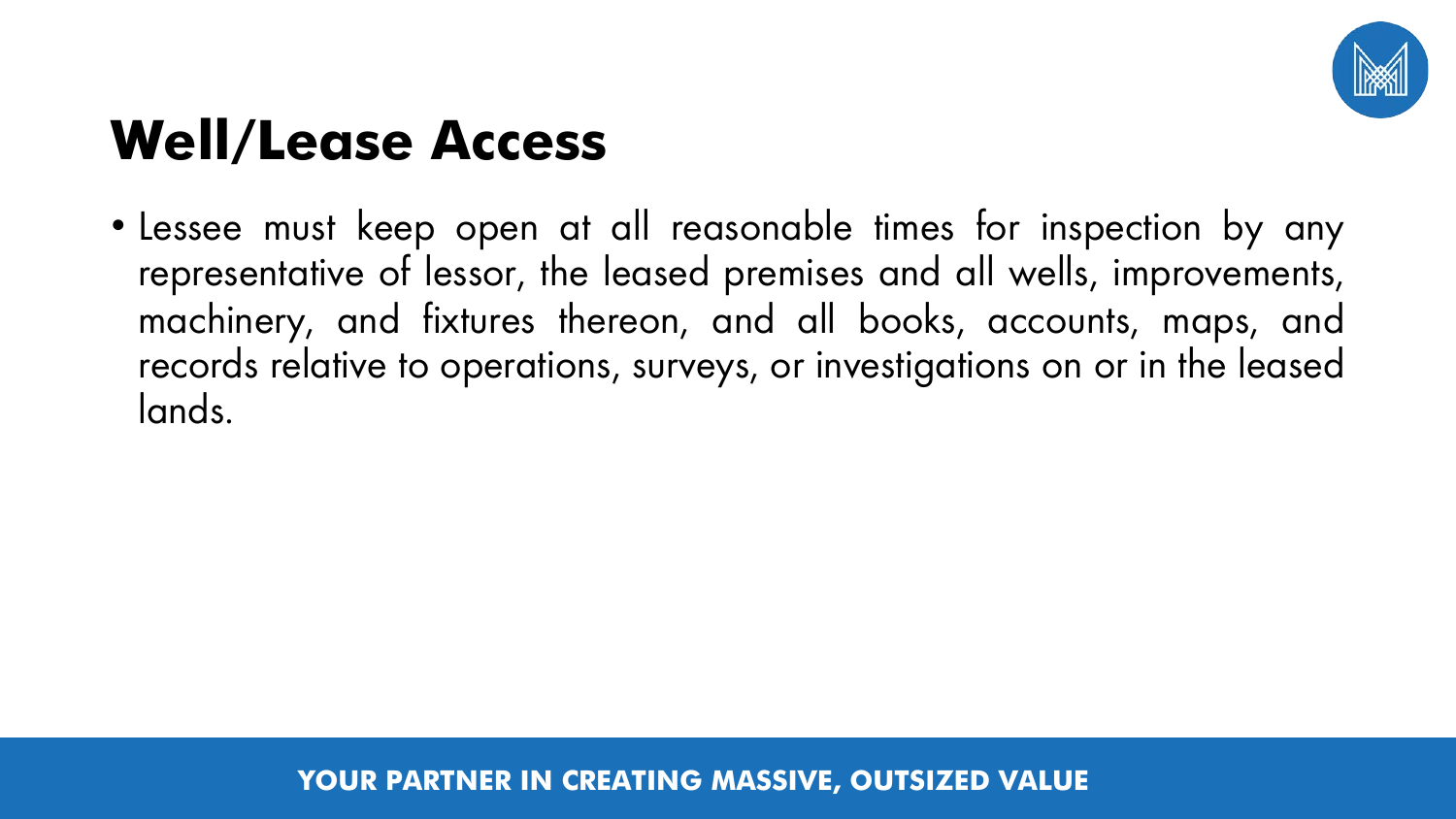# Well/Lease Access

- Lessee must keep open at all reasonable times for inspection by any representative of lessor, the leased premises and all wells, improvements, machinery, and fixtures thereon, and all books, accounts, maps, and records relative to operations, surveys, or investigations on or in the leased lands.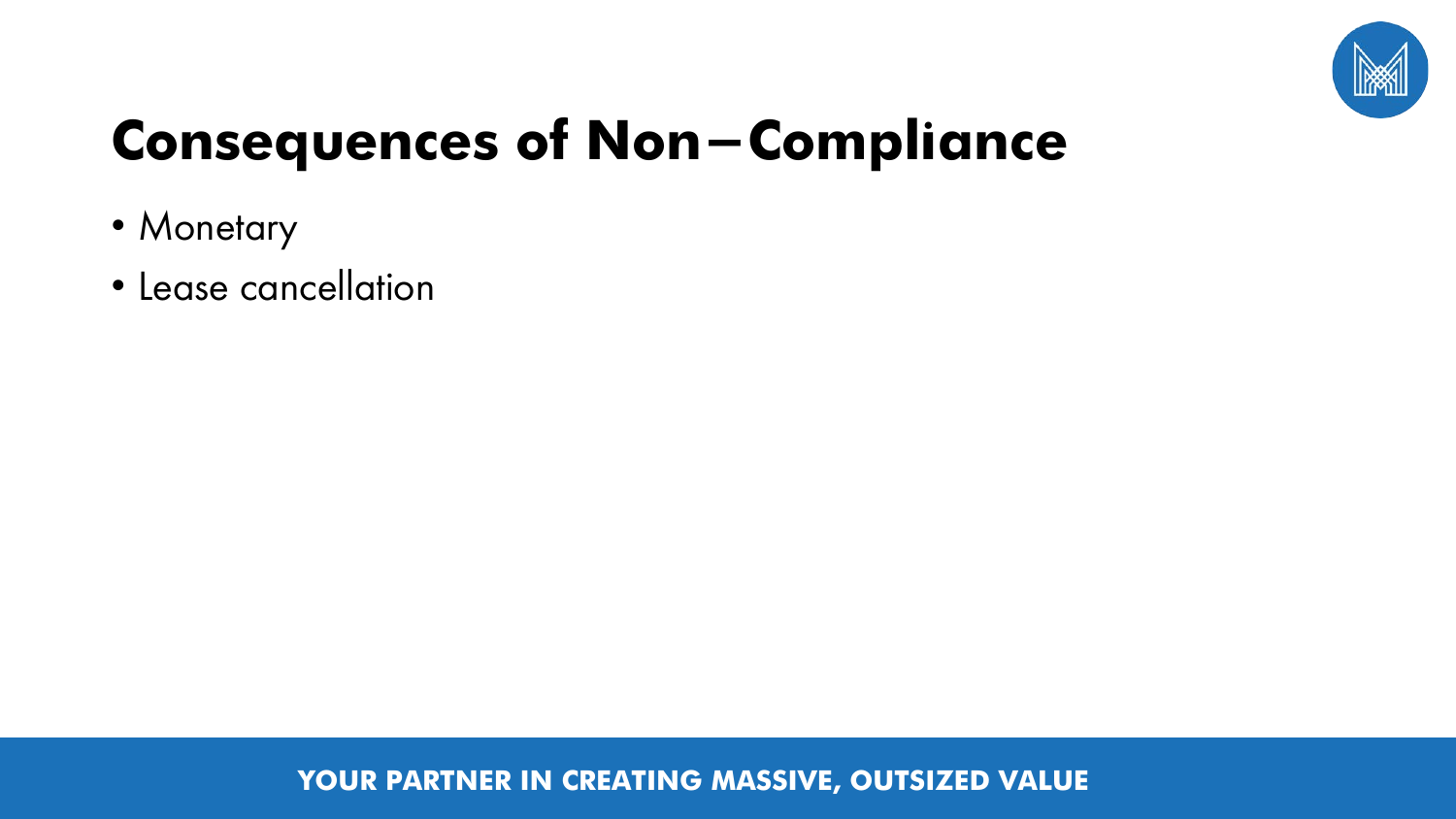# Consequences of Non–Compliance

- Monetary
- Lease cancellation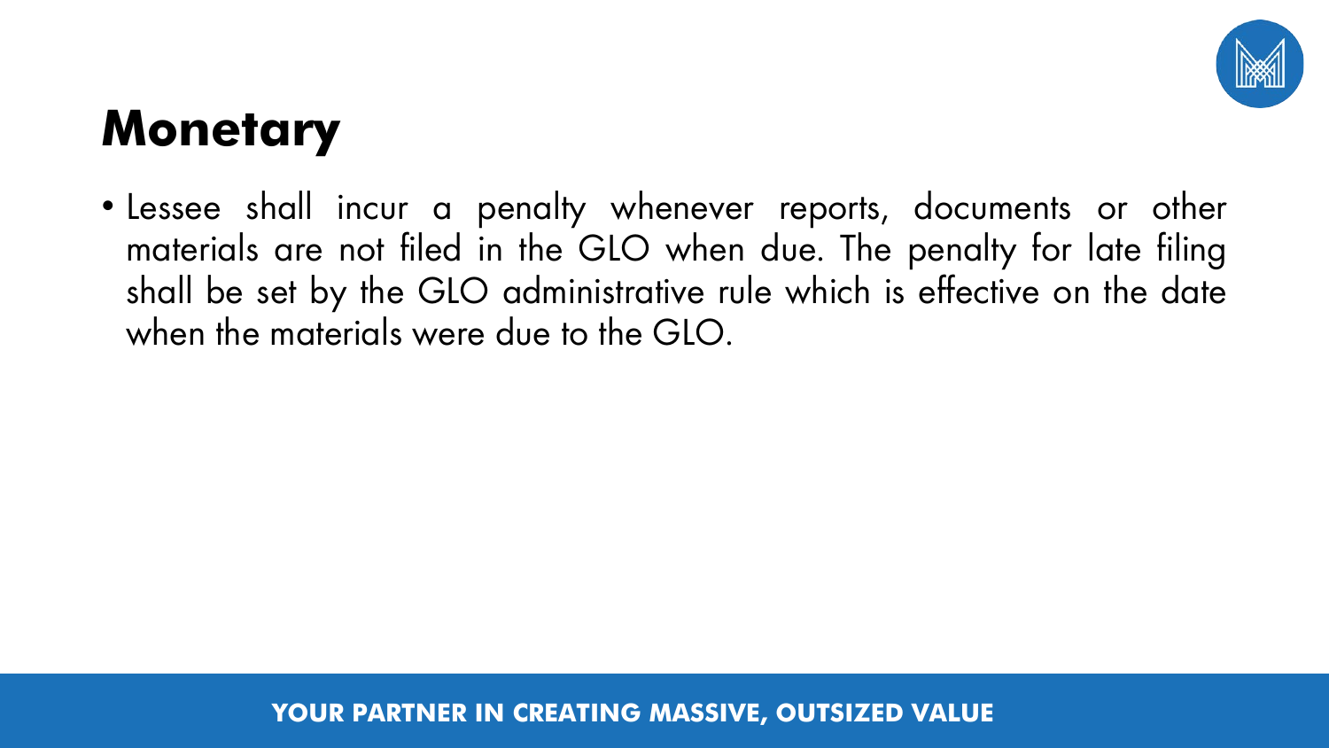# Monetary

- Lessee shall incur a penalty whenever reports, documents or other materials are not filed in the GLO when due. The penalty for late filing shall be set by the GLO administrative rule which is effective on the date when the materials were due to the GLO.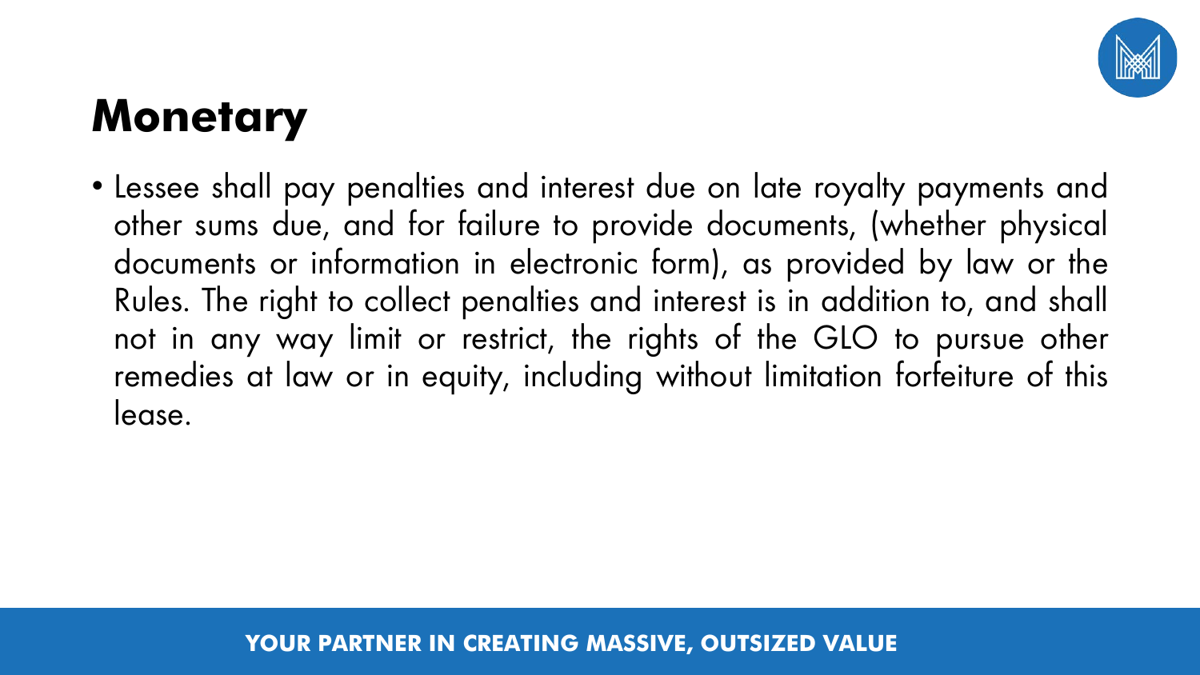# Monetary

- Lessee shall pay penalties and interest due on late royalty payments and other sums due, and for failure to provide documents, (whether physical documents or information in electronic form), as provided by law or the Rules. The right to collect penalties and interest is in addition to, and shall not in any way limit or restrict, the rights of the GLO to pursue other remedies at law or in equity, including without limitation forfeiture of this lease.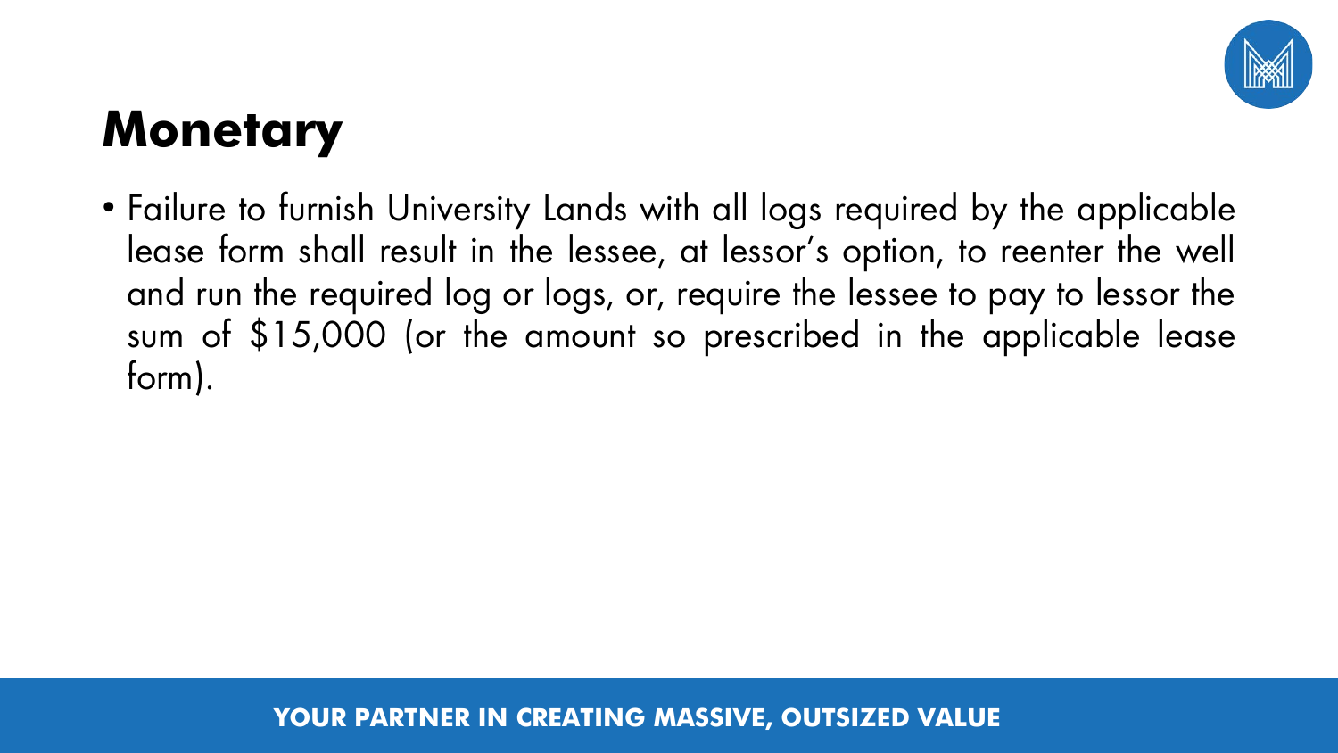# Monetary

- Failure to furnish University Lands with all logs required by the applicable lease form shall result in the lessee, at lessor's option, to reenter the well and run the required log or logs, or, require the lessee to pay to lessor the sum of $15,000 (or the amount so prescribed in the applicable lease form).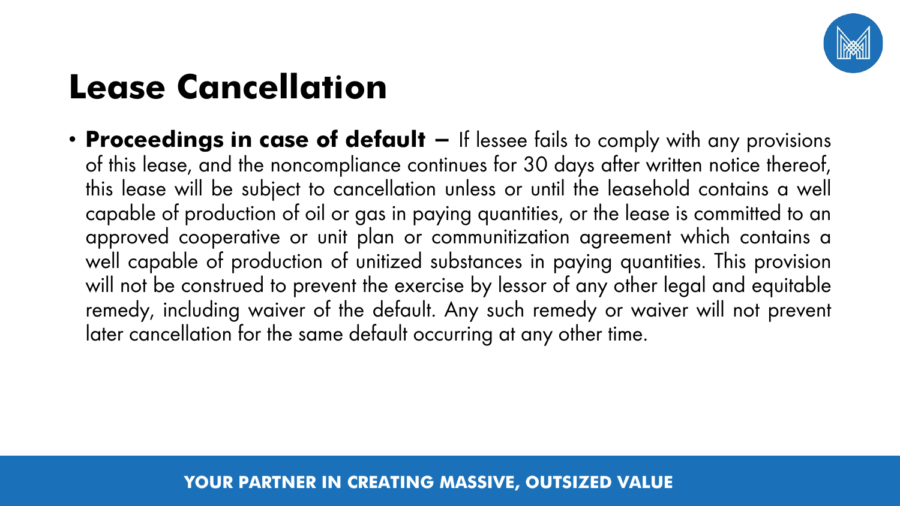# Lease Cancellation

- **Proceedings in case of default –** If lessee fails to comply with any provisions of this lease, and the noncompliance continues for 30 days after written notice thereof, this lease will be subject to cancellation unless or until the leasehold contains a well capable of production of oil or gas in paying quantities, or the lease is committed to an approved cooperative or unit plan or communitization agreement which contains a well capable of production of unitized substances in paying quantities. This provision will not be construed to prevent the exercise by lessor of any other legal and equitable remedy, including waiver of the default. Any such remedy or waiver will not prevent later cancellation for the same default occurring at any other time.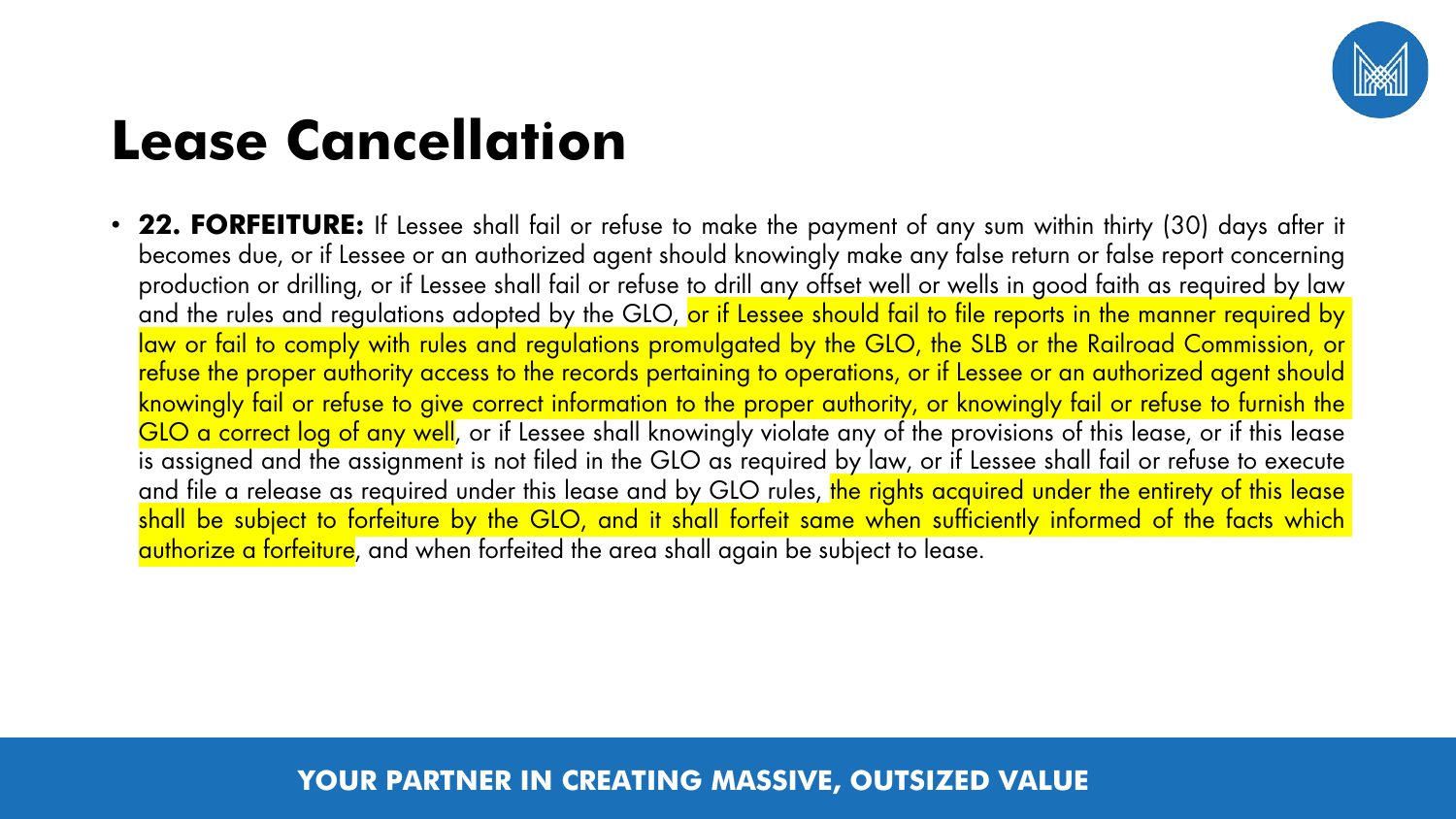# Lease Cancellation

- **22. FORFEITURE:** If Lessee shall fail or refuse to make the payment of any sum within thirty (30) days after it becomes due, or if Lessee or an authorized agent should knowingly make any false return or false report concerning production or drilling, or if Lessee shall fail or refuse to drill any offset well or wells in good faith as required by law and the rules and regulations adopted by the GLO, or if Lessee should fail to file reports in the manner required by law or fail to comply with rules and regulations promulgated by the GLO, the SLB or the Railroad Commission, or refuse the proper authority access to the records pertaining to operations, or if Lessee or an authorized agent should knowingly fail or refuse to give correct information to the proper authority, or knowingly fail or refuse to furnish the GLO a correct log of any well, or if Lessee shall knowingly violate any of the provisions of this lease, or if this lease is assigned and the assignment is not filed in the GLO as required by law, or if Lessee shall fail or refuse to execute and file a release as required under this lease and by GLO rules, the rights acquired under the entirety of this lease shall be subject to forfeiture by the GLO, and it shall forfeit same when sufficiently informed of the facts which authorize a forfeiture, and when forfeited the area shall again be subject to lease.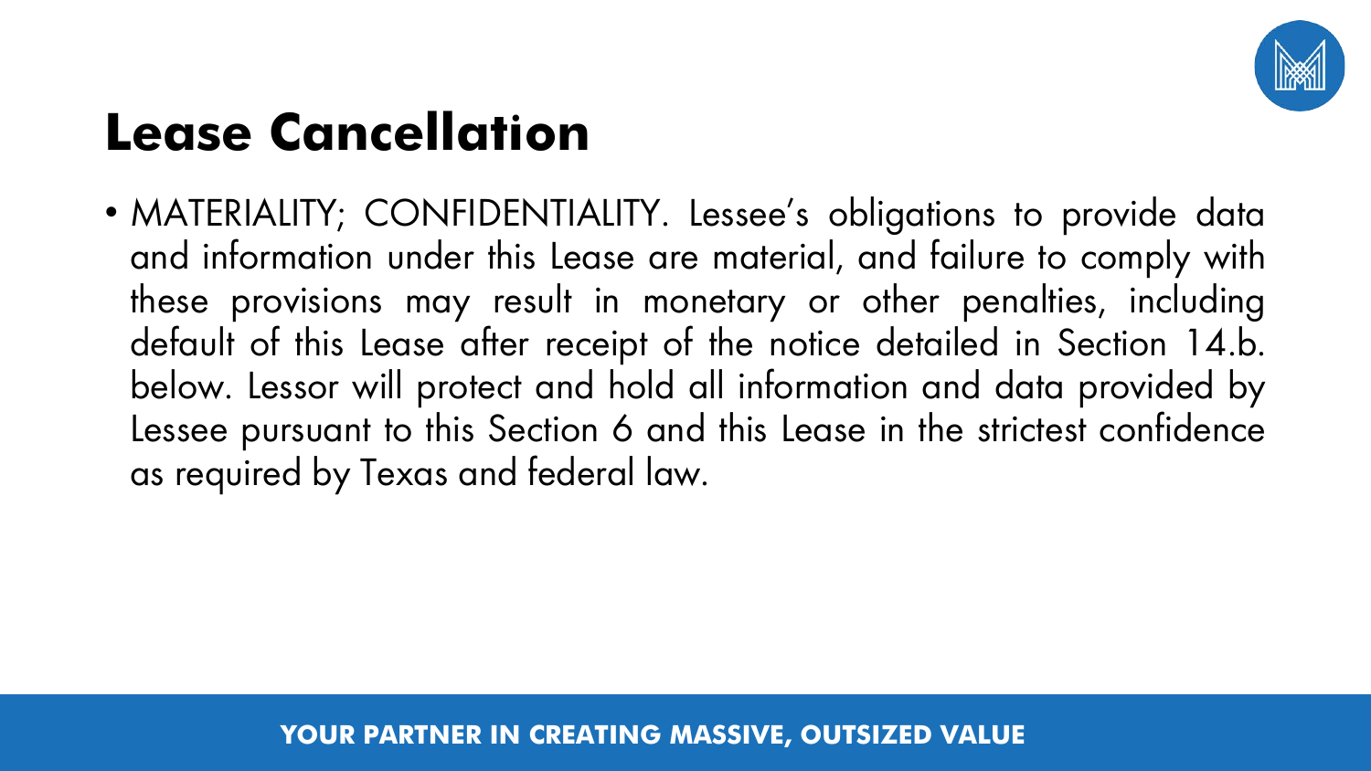# Lease Cancellation

- MATERIALITY; CONFIDENTIALITY. Lessee's obligations to provide data and information under this Lease are material, and failure to comply with these provisions may result in monetary or other penalties, including default of this Lease after receipt of the notice detailed in Section 14.b. below. Lessor will protect and hold all information and data provided by Lessee pursuant to this Section 6 and this Lease in the strictest confidence as required by Texas and federal law.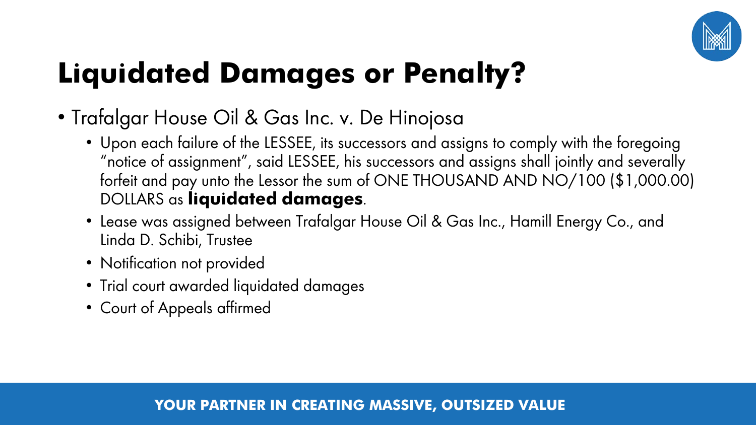# Liquidated Damages or Penalty?

- Trafalgar House Oil & Gas Inc. v. De Hinojosa
  - Upon each failure of the LESSEE, its successors and assigns to comply with the foregoing "notice of assignment", said LESSEE, his successors and assigns shall jointly and severally forfeit and pay unto the Lessor the sum of ONE THOUSAND AND NO/100 ($1,000.00) DOLLARS as **liquidated damages**.
  - Lease was assigned between Trafalgar House Oil & Gas Inc., Hamill Energy Co., and Linda D. Schibi, Trustee
  - Notification not provided
  - Trial court awarded liquidated damages
  - Court of Appeals affirmed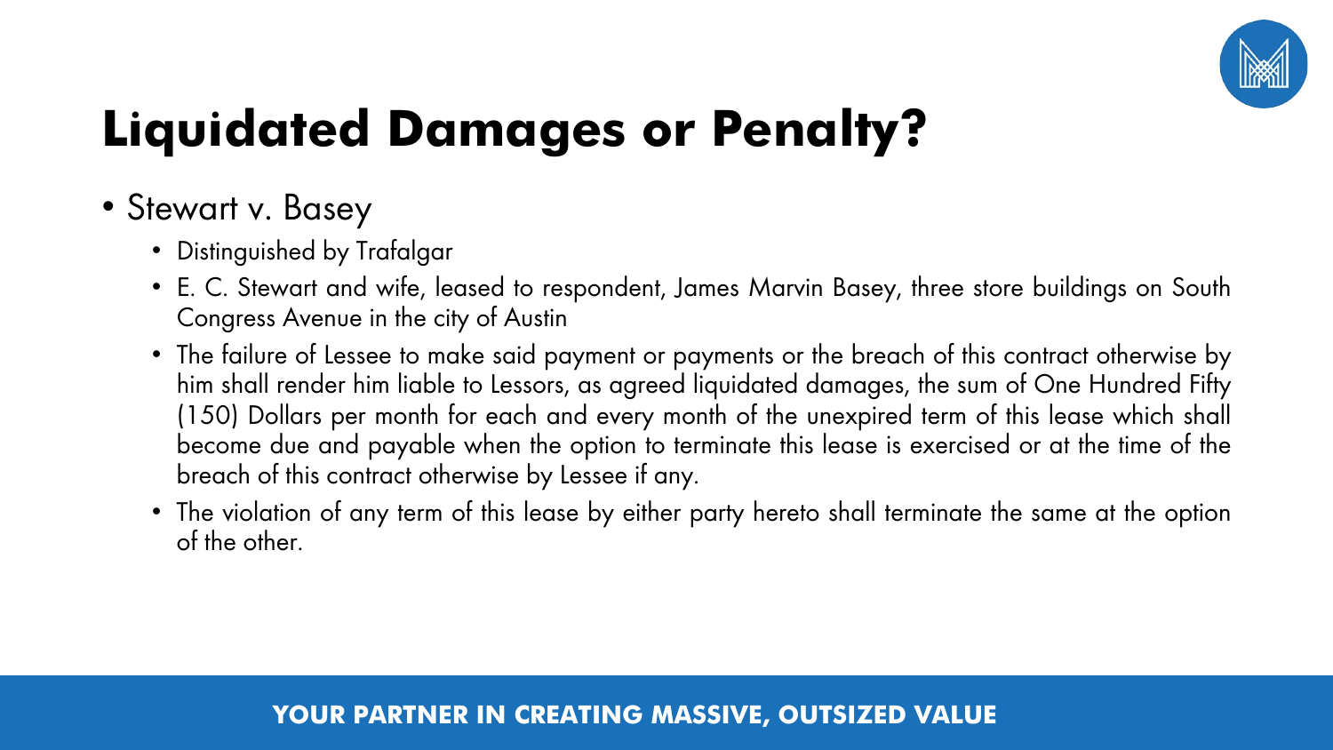# Liquidated Damages or Penalty?

- Stewart v. Basey
  - Distinguished by Trafalgar
  - E. C. Stewart and wife, leased to respondent, James Marvin Basey, three store buildings on South Congress Avenue in the city of Austin
  - The failure of Lessee to make said payment or payments or the breach of this contract otherwise by him shall render him liable to Lessors, as agreed liquidated damages, the sum of One Hundred Fifty (150) Dollars per month for each and every month of the unexpired term of this lease which shall become due and payable when the option to terminate this lease is exercised or at the time of the breach of this contract otherwise by Lessee if any.
  - The violation of any term of this lease by either party hereto shall terminate the same at the option of the other.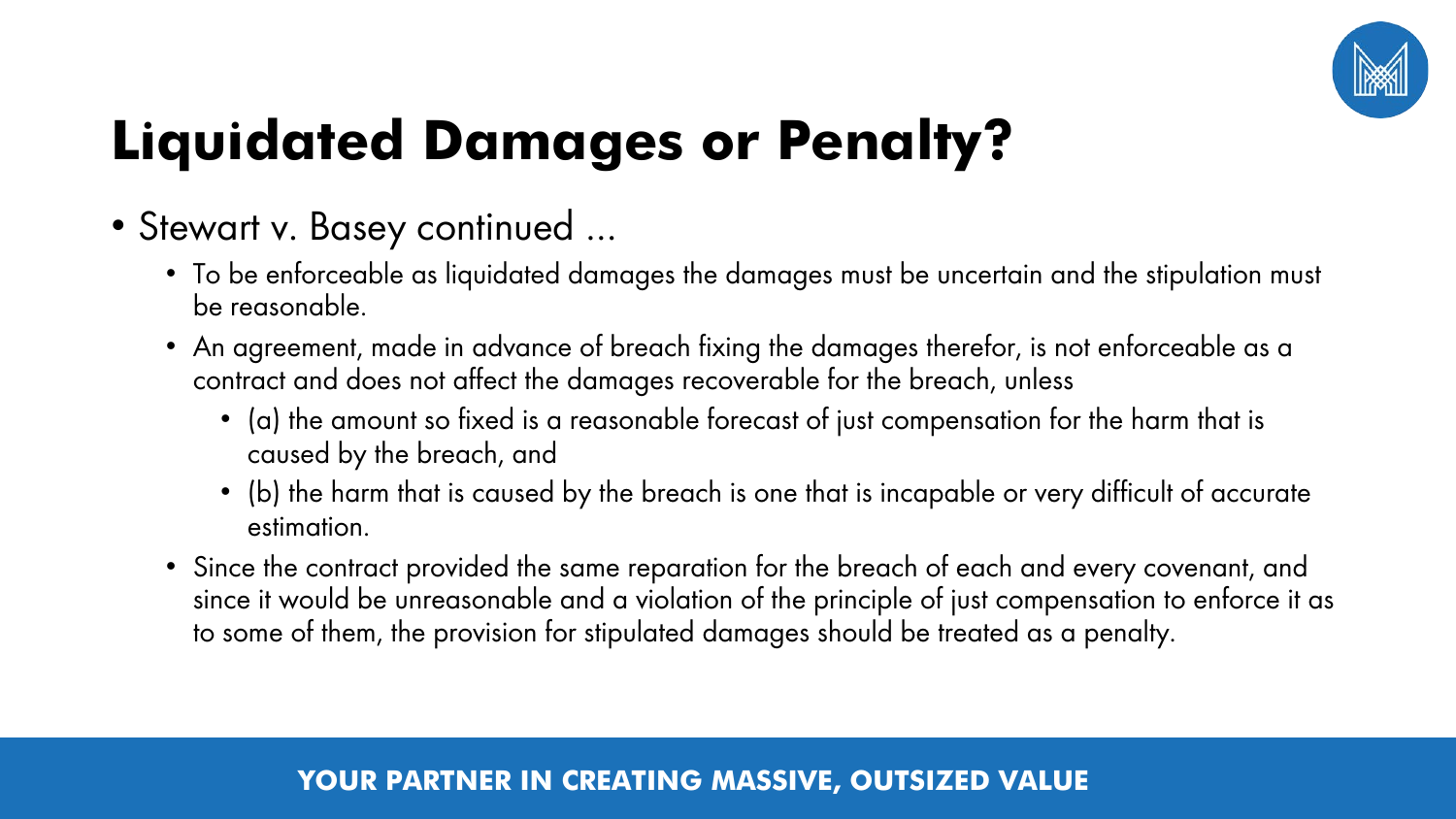# Liquidated Damages or Penalty?

- Stewart v. Basey continued ...
  - To be enforceable as liquidated damages the damages must be uncertain and the stipulation must be reasonable.
  - An agreement, made in advance of breach fixing the damages therefor, is not enforceable as a contract and does not affect the damages recoverable for the breach, unless
    - (a) the amount so fixed is a reasonable forecast of just compensation for the harm that is caused by the breach, and
    - (b) the harm that is caused by the breach is one that is incapable or very difficult of accurate estimation.
  - Since the contract provided the same reparation for the breach of each and every covenant, and since it would be unreasonable and a violation of the principle of just compensation to enforce it as to some of them, the provision for stipulated damages should be treated as a penalty.

**YOUR PARTNER IN CREATING MASSIVE, OUTSIZED VALUE**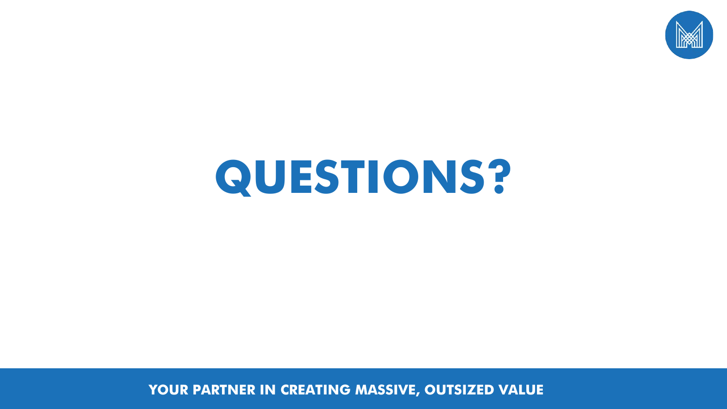# QUESTIONS?

**YOUR PARTNER IN CREATING MASSIVE, OUTSIZED VALUE**